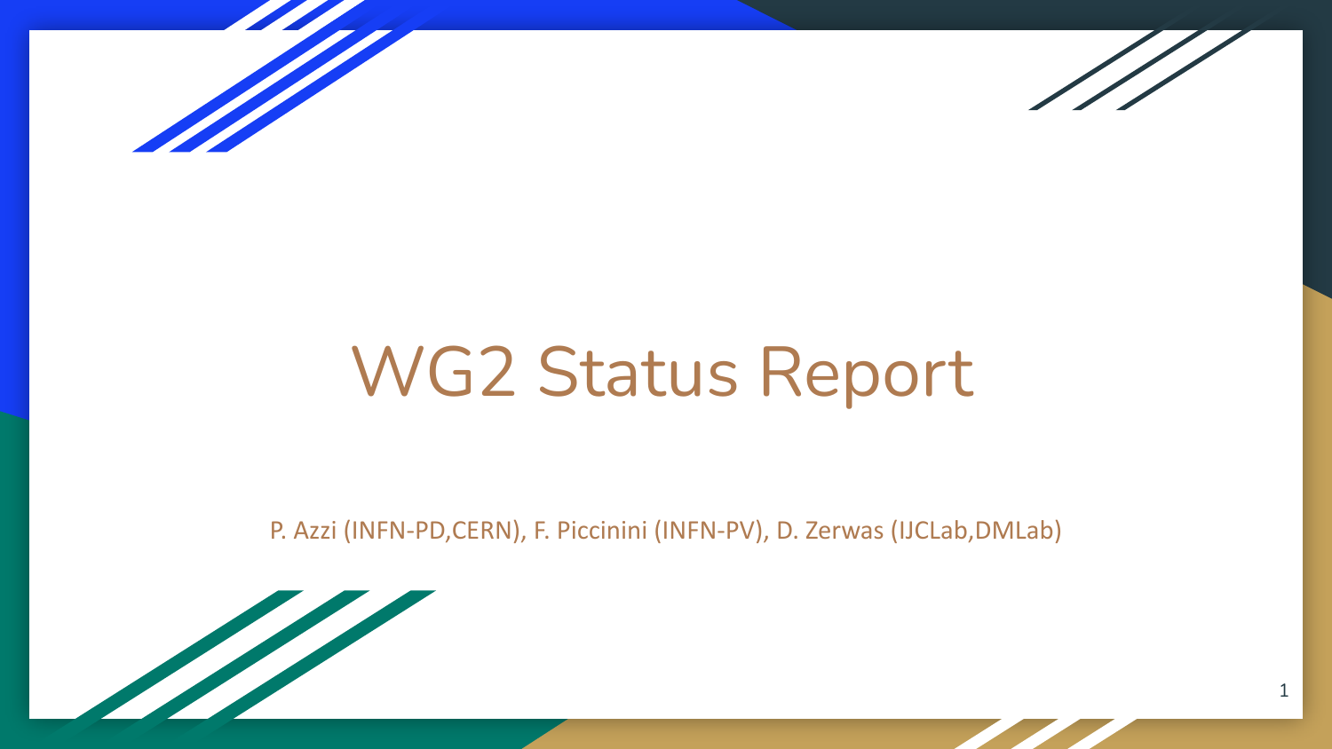# WG2 Status Report

P. Azzi (INFN-PD,CERN), F. Piccinini (INFN-PV), D. Zerwas (IJCLab,DMLab)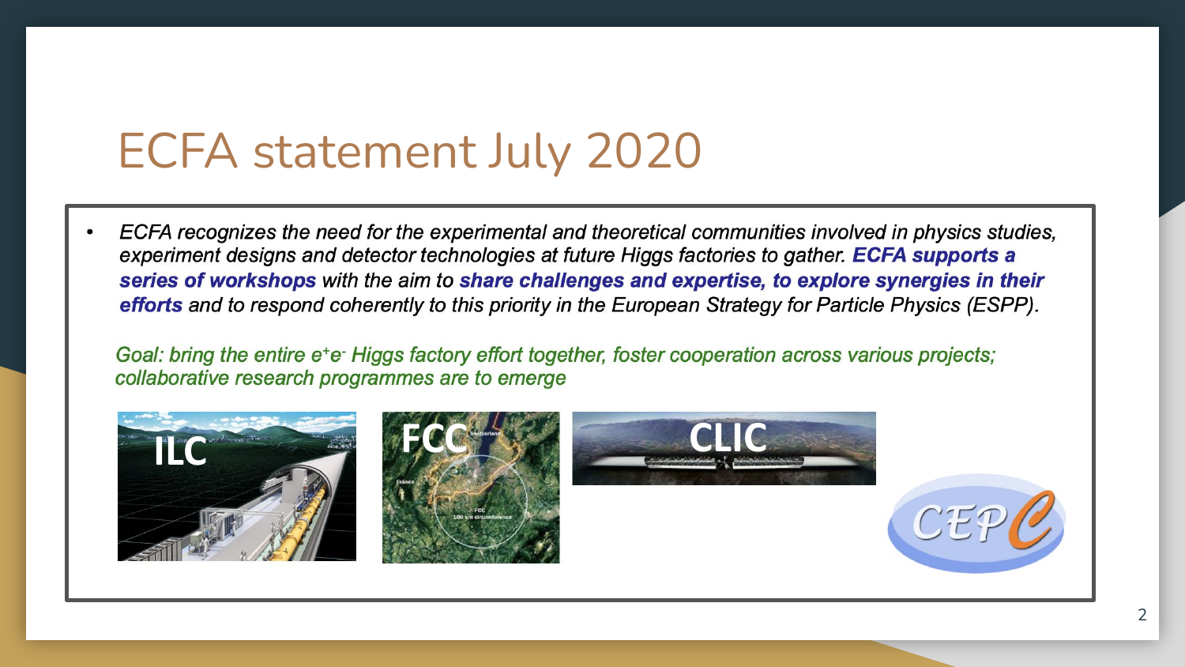# ECFA statement July 2020

- *ECFA recognizes the need for the experimental and theoretical communities involved in physics studies, experiment designs and detector technologies at future Higgs factories to gather.* ***ECFA supports a series of workshops*** *with the aim to* ***share challenges and expertise, to explore synergies in their efforts*** *and to respond coherently to this priority in the European Strategy for Particle Physics (ESPP).*

*Goal: bring the entire $e^+e^-$ Higgs factory effort together, foster cooperation across various projects; collaborative research programmes are to emerge*

ILC

FCC

CLIC

CEPC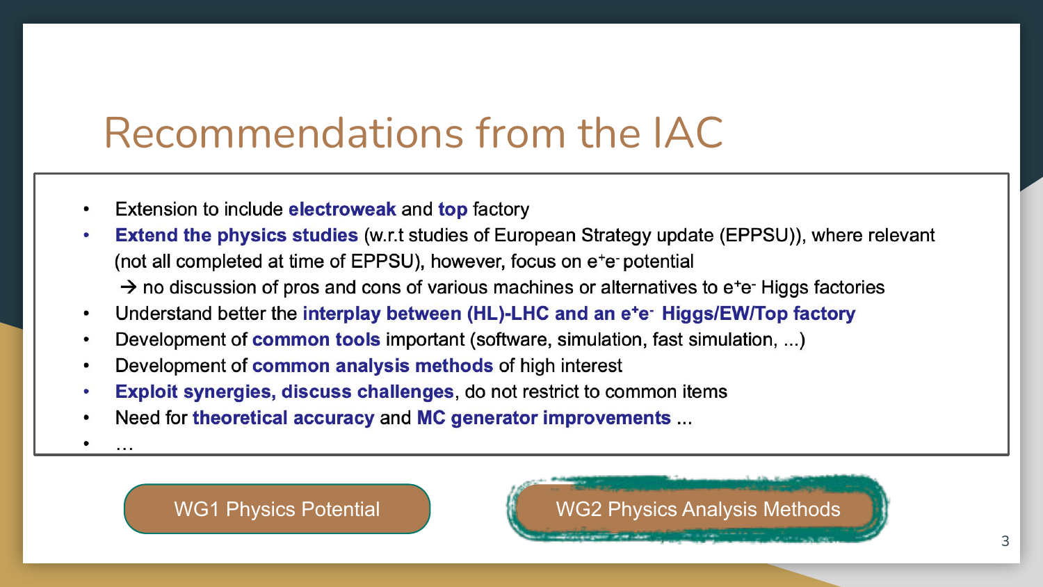# Recommendations from the IAC

- Extension to include **electroweak** and **top** factory
- **Extend the physics studies** (w.r.t studies of European Strategy update (EPPSU)), where relevant (not all completed at time of EPPSU), however, focus on $e^+e^-$ potential
  → no discussion of pros and cons of various machines or alternatives to $e^+e^-$ Higgs factories
- Understand better the **interplay between (HL)-LHC and an $e^+e^-$ Higgs/EW/Top factory**
- Development of **common tools** important (software, simulation, fast simulation, ...)
- Development of **common analysis methods** of high interest
- **Exploit synergies, discuss challenges**, do not restrict to common items
- Need for **theoretical accuracy** and **MC generator improvements** ...
- …

WG1 Physics Potential

WG2 Physics Analysis Methods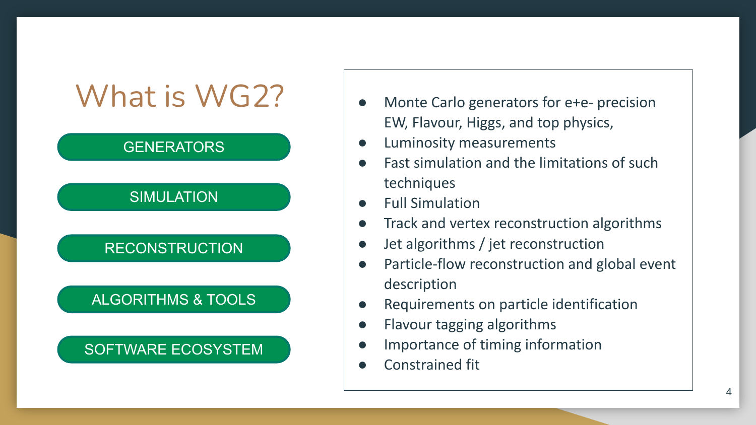# What is WG2?

- GENERATORS
- SIMULATION
- RECONSTRUCTION
- ALGORITHMS & TOOLS
- SOFTWARE ECOSYSTEM

---

- Monte Carlo generators for e+e- precision EW, Flavour, Higgs, and top physics,
- Luminosity measurements
- Fast simulation and the limitations of such techniques
- Full Simulation
- Track and vertex reconstruction algorithms
- Jet algorithms / jet reconstruction
- Particle-flow reconstruction and global event description
- Requirements on particle identification
- Flavour tagging algorithms
- Importance of timing information
- Constrained fit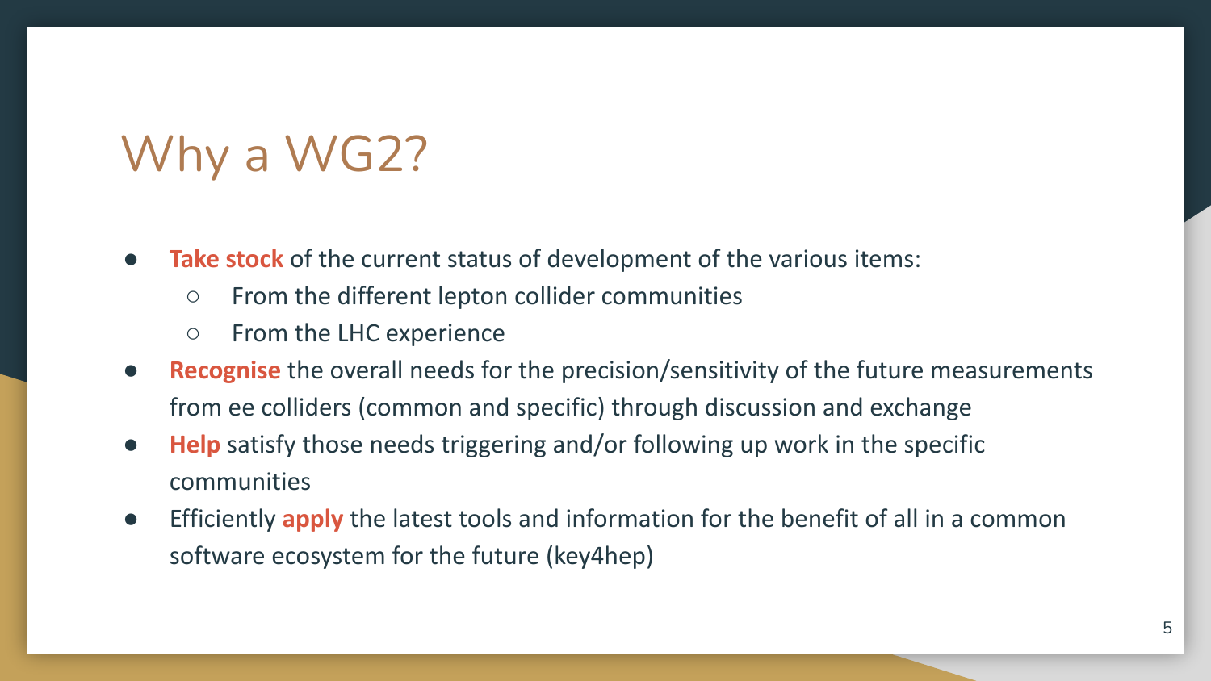# Why a WG2?

- **Take stock** of the current status of development of the various items:
  - From the different lepton collider communities
  - From the LHC experience
- **Recognise** the overall needs for the precision/sensitivity of the future measurements from ee colliders (common and specific) through discussion and exchange
- **Help** satisfy those needs triggering and/or following up work in the specific communities
- Efficiently **apply** the latest tools and information for the benefit of all in a common software ecosystem for the future (key4hep)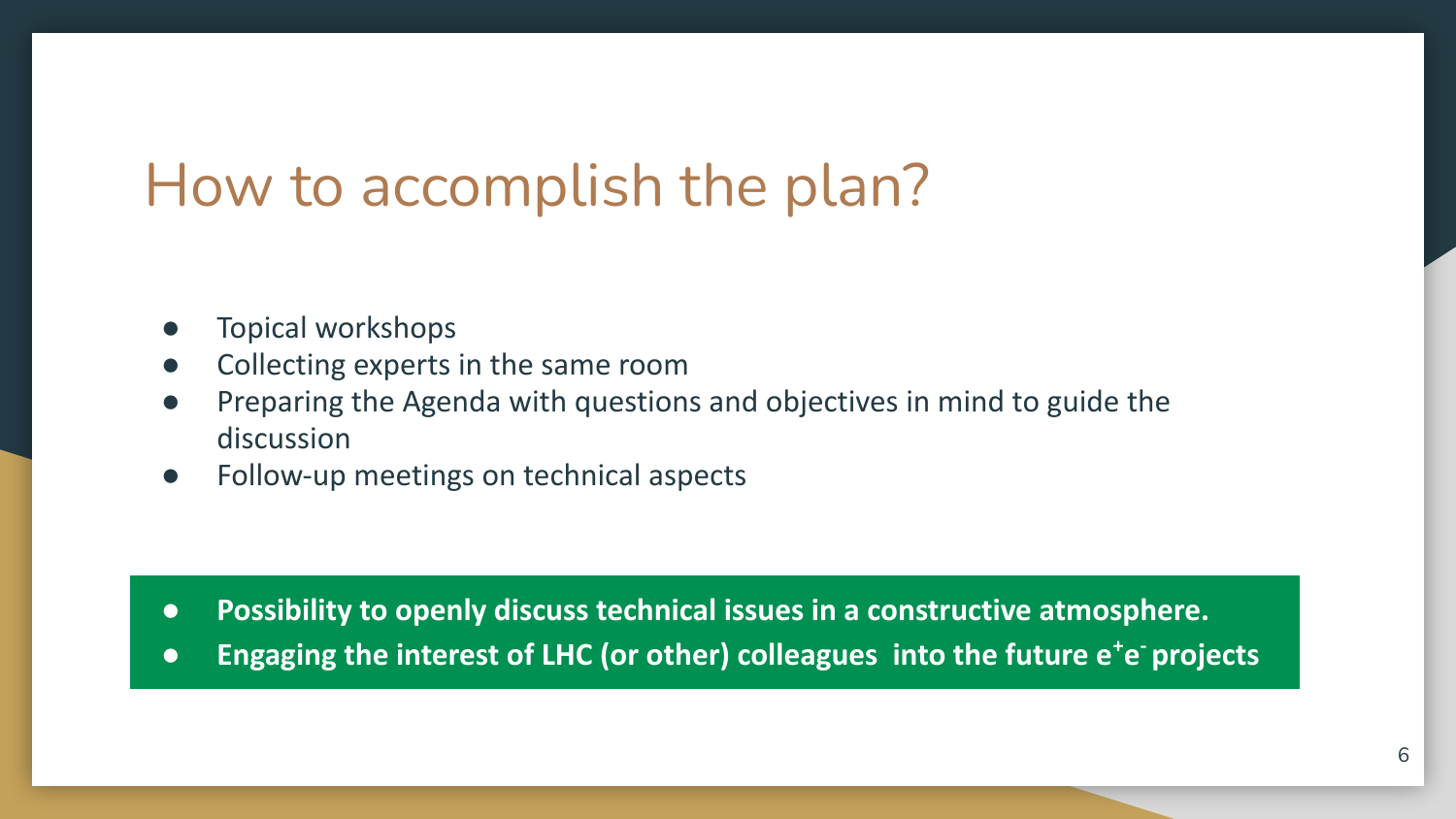# How to accomplish the plan?

- Topical workshops
- Collecting experts in the same room
- Preparing the Agenda with questions and objectives in mind to guide the discussion
- Follow-up meetings on technical aspects

- **Possibility to openly discuss technical issues in a constructive atmosphere.**
- **Engaging the interest of LHC (or other) colleagues into the future $e^+e^-$ projects**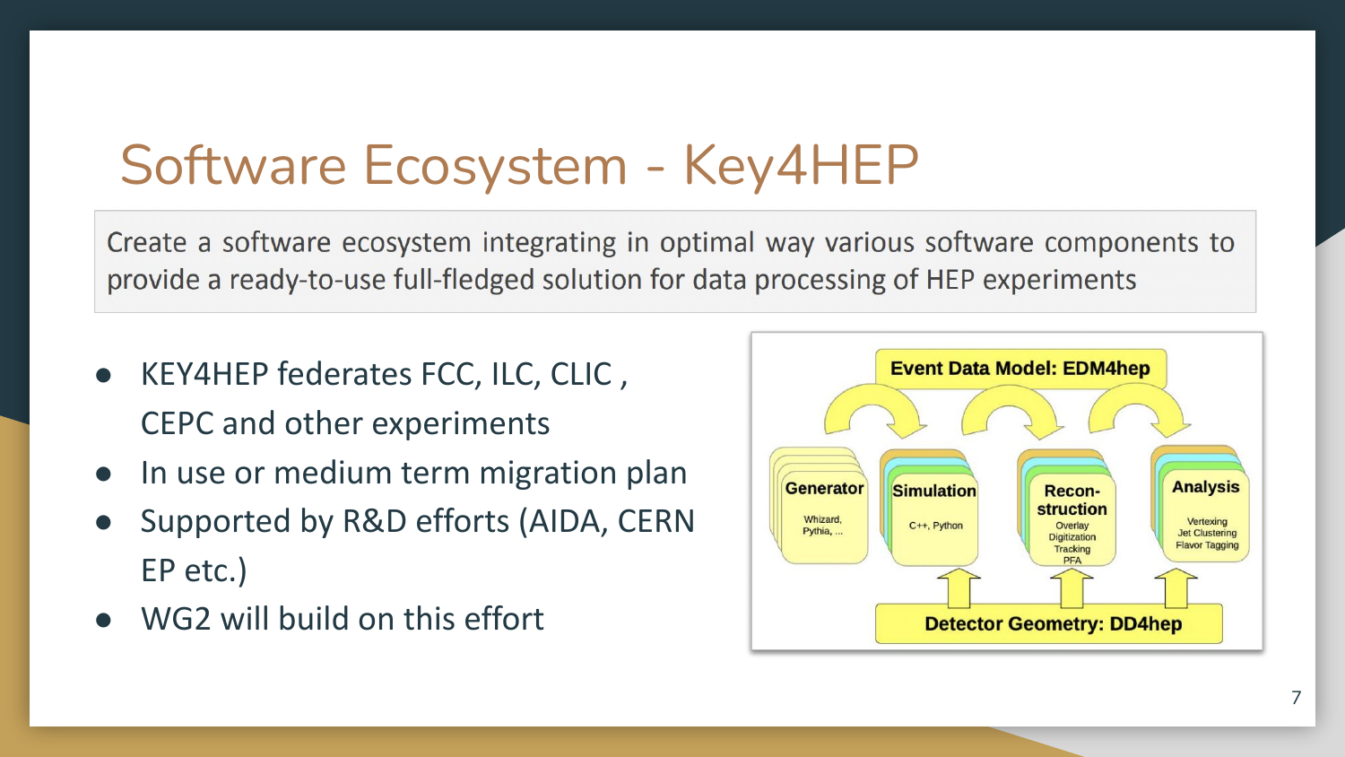# Software Ecosystem - Key4HEP

Create a software ecosystem integrating in optimal way various software components to provide a ready-to-use full-fledged solution for data processing of HEP experiments

- KEY4HEP federates FCC, ILC, CLIC , CEPC and other experiments
- In use or medium term migration plan
- Supported by R&D efforts (AIDA, CERN EP etc.)
- WG2 will build on this effort

**Event Data Model: EDM4hep**

**Generator** — Whizard, Pythia, ...

**Simulation** — C++, Python

**Recon-struction** — Overlay, Digitization, Tracking, PFA

**Analysis** — Vertexing, Jet Clustering, Flavor Tagging

**Detector Geometry: DD4hep**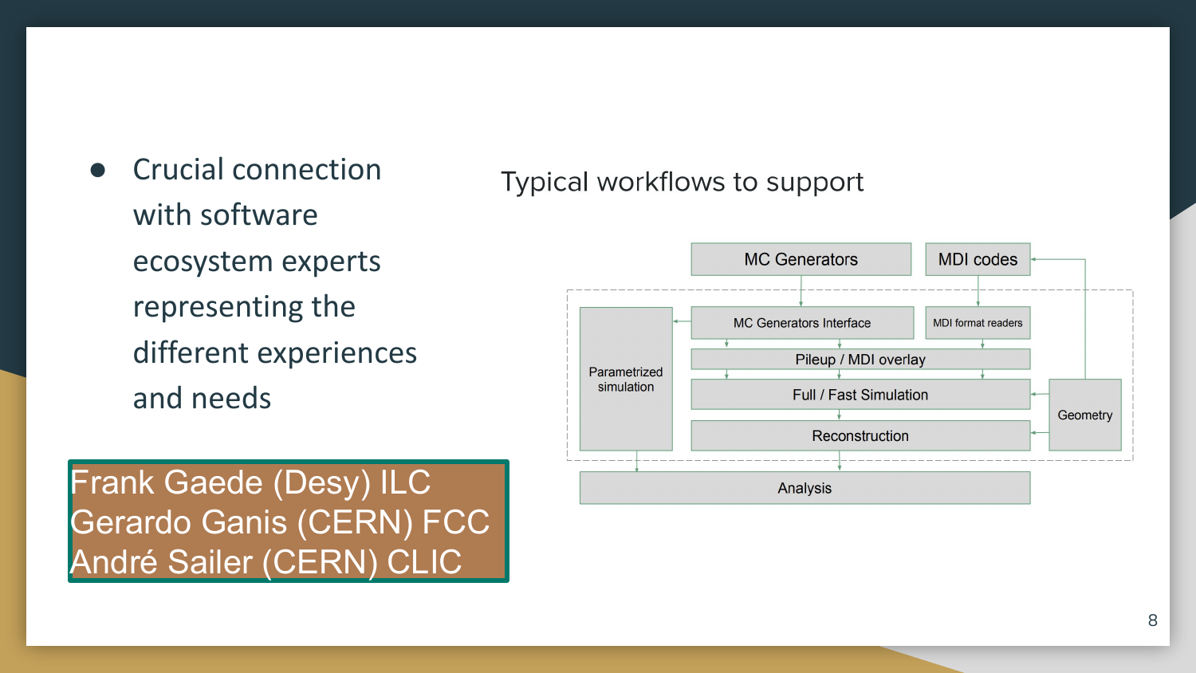- Crucial connection with software ecosystem experts representing the different experiences and needs

Frank Gaede (Desy) ILC
Gerardo Ganis (CERN) FCC
André Sailer (CERN) CLIC

Typical workflows to support

MC Generators

MDI codes

MC Generators Interface

MDI format readers

Parametrized simulation

Pileup / MDI overlay

Full / Fast Simulation

Geometry

Reconstruction

Analysis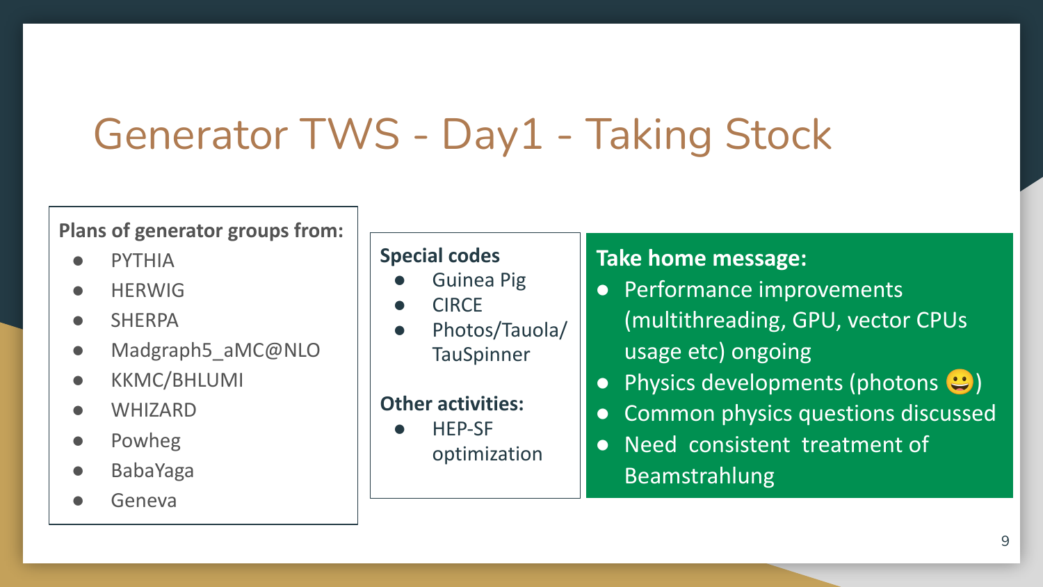# Generator TWS - Day1 - Taking Stock

**Plans of generator groups from:**

- PYTHIA
- HERWIG
- SHERPA
- Madgraph5_aMC@NLO
- KKMC/BHLUMI
- WHIZARD
- Powheg
- BabaYaga
- Geneva

**Special codes**

- Guinea Pig
- CIRCE
- Photos/Tauola/TauSpinner

**Other activities:**

- HEP-SF optimization

**Take home message:**

- Performance improvements (multithreading, GPU, vector CPUs usage etc) ongoing
- Physics developments (photons 😀)
- Common physics questions discussed
- Need consistent treatment of Beamstrahlung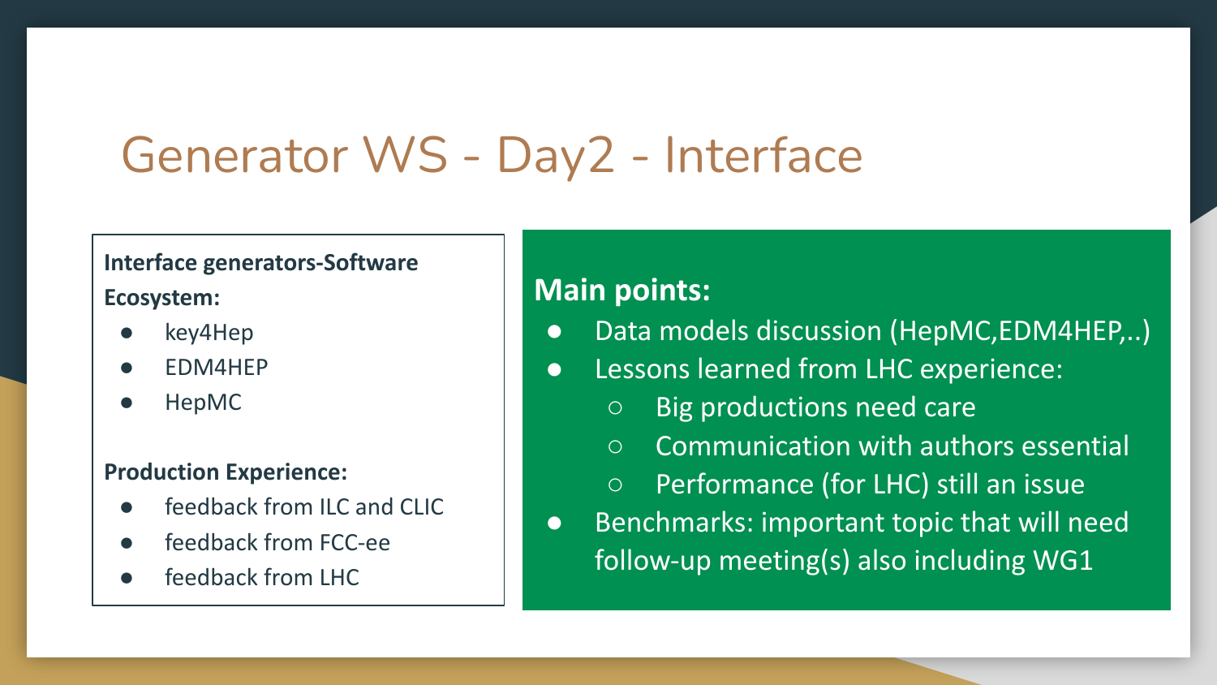# Generator WS - Day2 - Interface

**Interface generators-Software Ecosystem:**

- key4Hep
- EDM4HEP
- HepMC

**Production Experience:**

- feedback from ILC and CLIC
- feedback from FCC-ee
- feedback from LHC

## Main points:

- Data models discussion (HepMC,EDM4HEP,..)
- Lessons learned from LHC experience:
  - Big productions need care
  - Communication with authors essential
  - Performance (for LHC) still an issue
- Benchmarks: important topic that will need follow-up meeting(s) also including WG1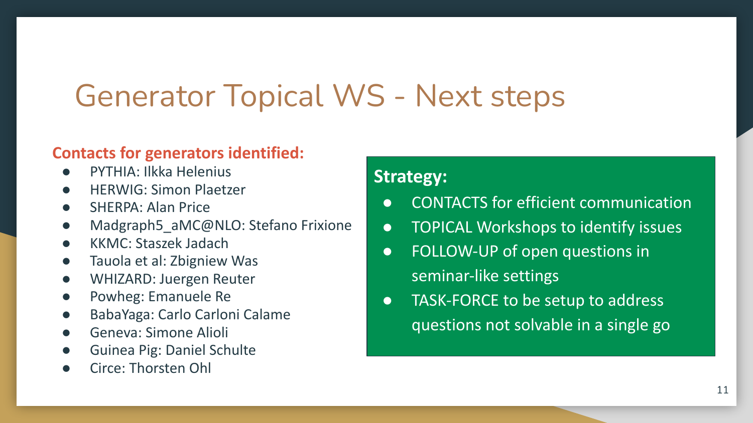# Generator Topical WS - Next steps

**Contacts for generators identified:**

- PYTHIA: Ilkka Helenius
- HERWIG: Simon Plaetzer
- SHERPA: Alan Price
- Madgraph5_aMC@NLO: Stefano Frixione
- KKMC: Staszek Jadach
- Tauola et al: Zbigniew Was
- WHIZARD: Juergen Reuter
- Powheg: Emanuele Re
- BabaYaga: Carlo Carloni Calame
- Geneva: Simone Alioli
- Guinea Pig: Daniel Schulte
- Circe: Thorsten Ohl

**Strategy:**

- CONTACTS for efficient communication
- TOPICAL Workshops to identify issues
- FOLLOW-UP of open questions in seminar-like settings
- TASK-FORCE to be setup to address questions not solvable in a single go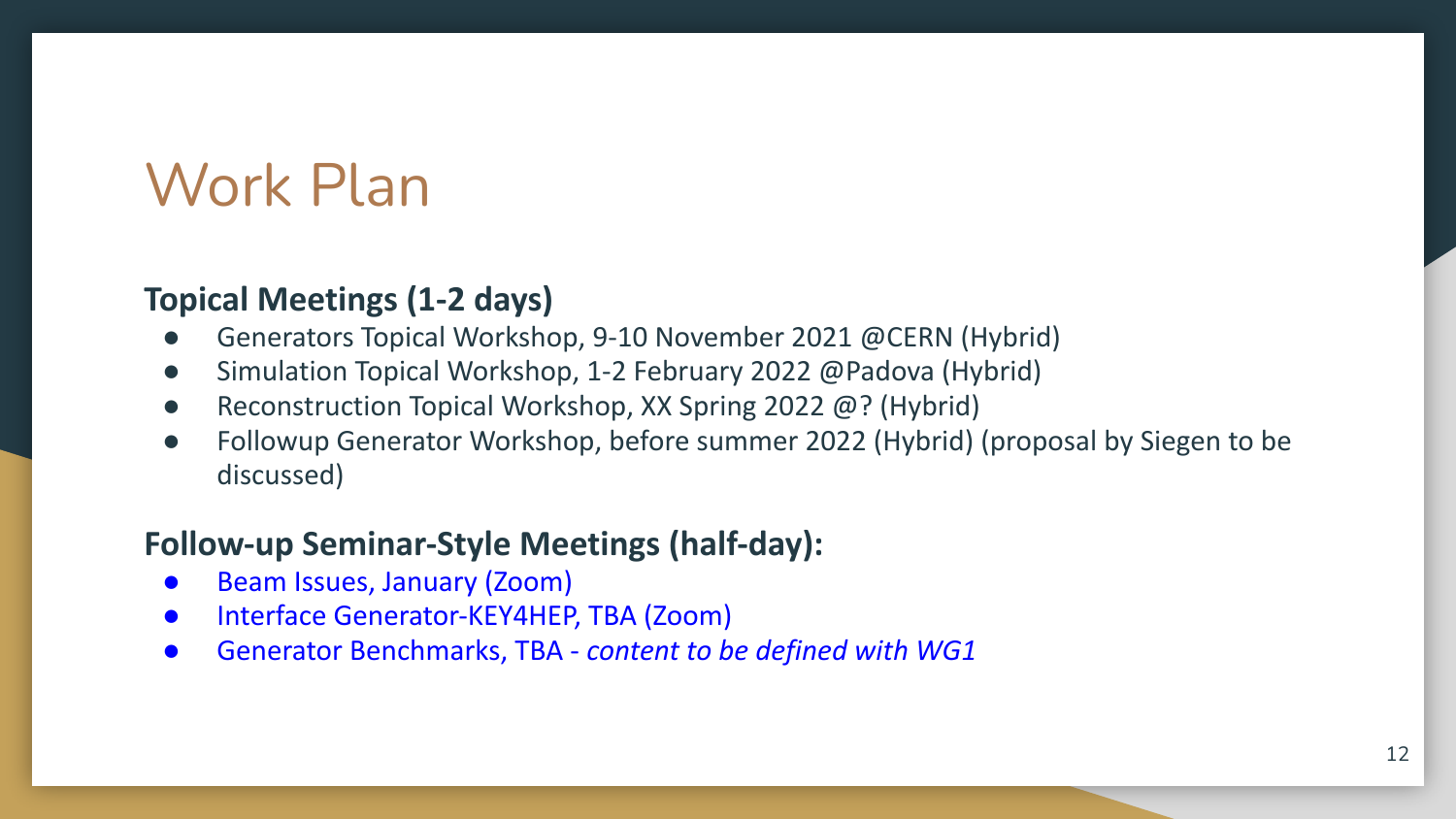# Work Plan

**Topical Meetings (1-2 days)**

- Generators Topical Workshop, 9-10 November 2021 @CERN (Hybrid)
- Simulation Topical Workshop, 1-2 February 2022 @Padova (Hybrid)
- Reconstruction Topical Workshop, XX Spring 2022 @? (Hybrid)
- Followup Generator Workshop, before summer 2022 (Hybrid) (proposal by Siegen to be discussed)

**Follow-up Seminar-Style Meetings (half-day):**

- Beam Issues, January (Zoom)
- Interface Generator-KEY4HEP, TBA (Zoom)
- Generator Benchmarks, TBA - *content to be defined with WG1*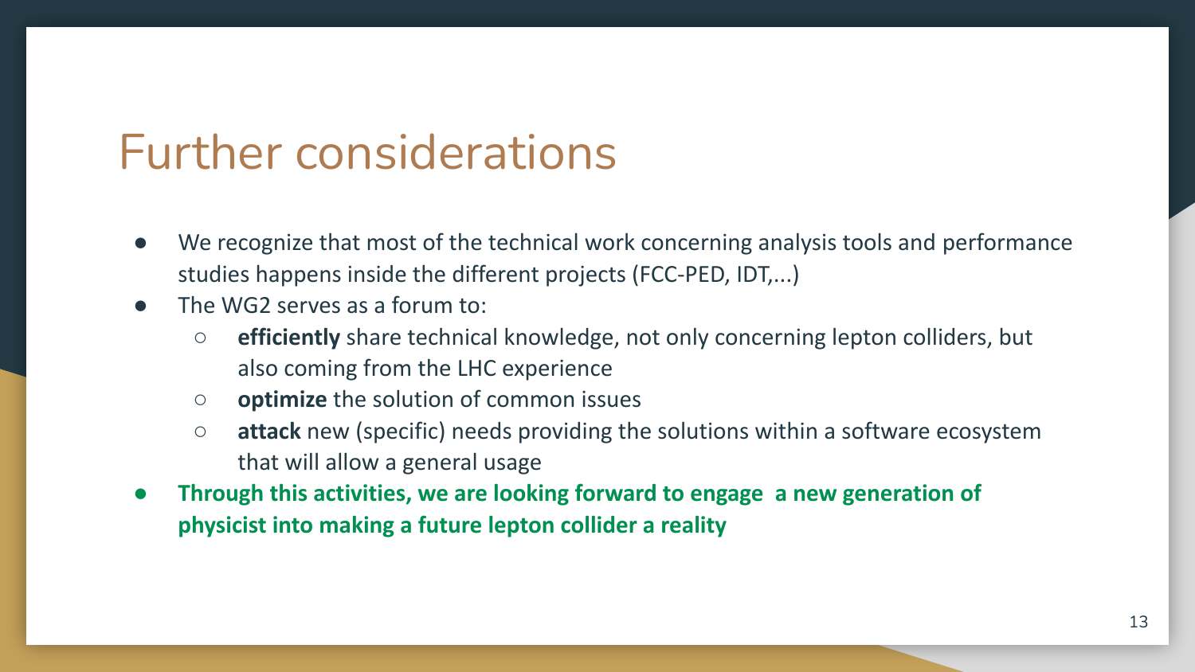# Further considerations

- We recognize that most of the technical work concerning analysis tools and performance studies happens inside the different projects (FCC-PED, IDT,...)
- The WG2 serves as a forum to:
  - **efficiently** share technical knowledge, not only concerning lepton colliders, but also coming from the LHC experience
  - **optimize** the solution of common issues
  - **attack** new (specific) needs providing the solutions within a software ecosystem that will allow a general usage
- **Through this activities, we are looking forward to engage  a new generation of physicist into making a future lepton collider a reality**